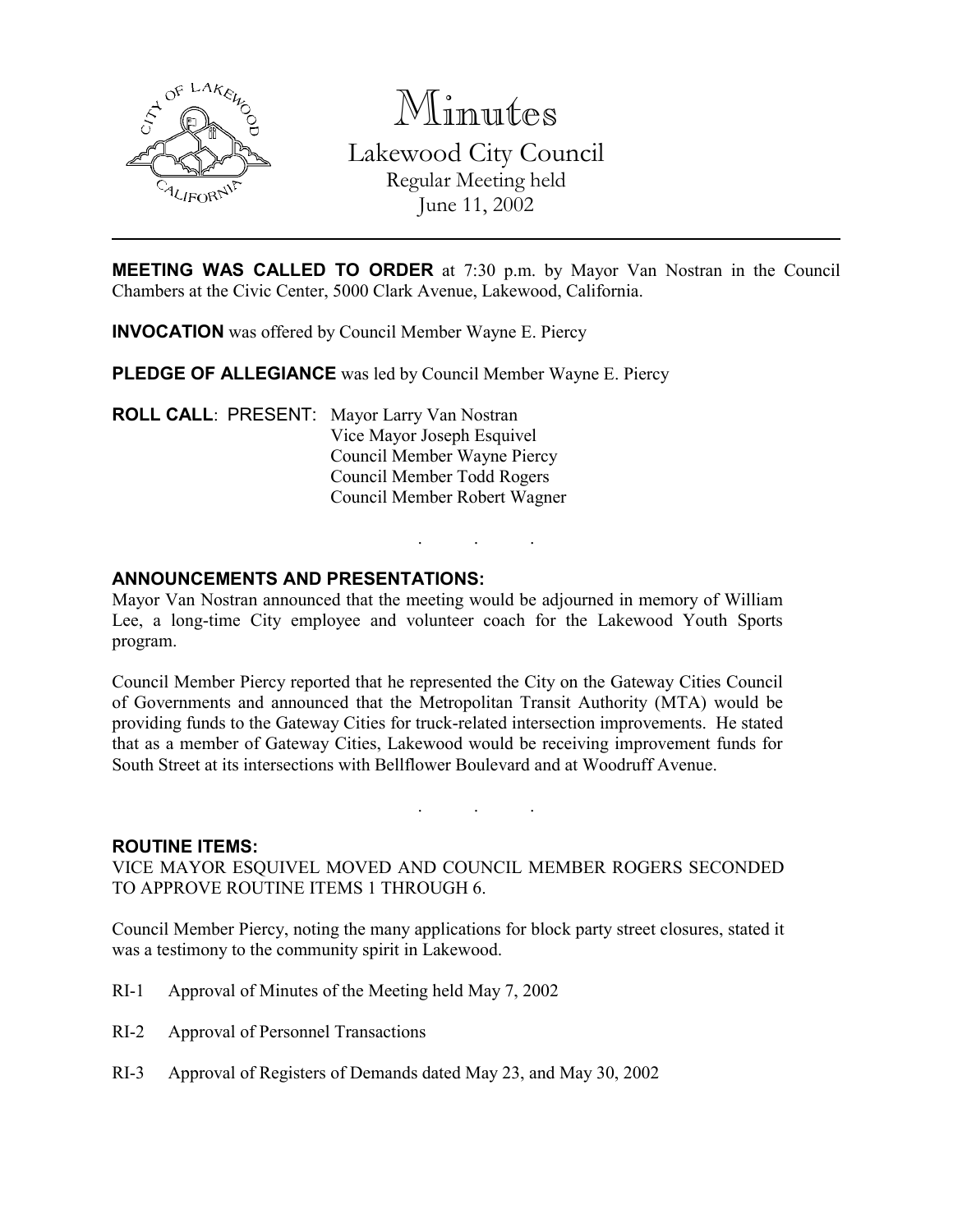# Minutes

## Lakewood City Council

Regular Meeting held
June 11, 2002

---

**MEETING WAS CALLED TO ORDER** at 7:30 p.m. by Mayor Van Nostran in the Council Chambers at the Civic Center, 5000 Clark Avenue, Lakewood, California.

**INVOCATION** was offered by Council Member Wayne E. Piercy

**PLEDGE OF ALLEGIANCE** was led by Council Member Wayne E. Piercy

**ROLL CALL**: PRESENT: Mayor Larry Van Nostran
Vice Mayor Joseph Esquivel
Council Member Wayne Piercy
Council Member Todd Rogers
Council Member Robert Wagner

. . .

**ANNOUNCEMENTS AND PRESENTATIONS:**

Mayor Van Nostran announced that the meeting would be adjourned in memory of William Lee, a long-time City employee and volunteer coach for the Lakewood Youth Sports program.

Council Member Piercy reported that he represented the City on the Gateway Cities Council of Governments and announced that the Metropolitan Transit Authority (MTA) would be providing funds to the Gateway Cities for truck-related intersection improvements. He stated that as a member of Gateway Cities, Lakewood would be receiving improvement funds for South Street at its intersections with Bellflower Boulevard and at Woodruff Avenue.

. . .

**ROUTINE ITEMS:**

VICE MAYOR ESQUIVEL MOVED AND COUNCIL MEMBER ROGERS SECONDED TO APPROVE ROUTINE ITEMS 1 THROUGH 6.

Council Member Piercy, noting the many applications for block party street closures, stated it was a testimony to the community spirit in Lakewood.

RI-1 Approval of Minutes of the Meeting held May 7, 2002

RI-2 Approval of Personnel Transactions

RI-3 Approval of Registers of Demands dated May 23, and May 30, 2002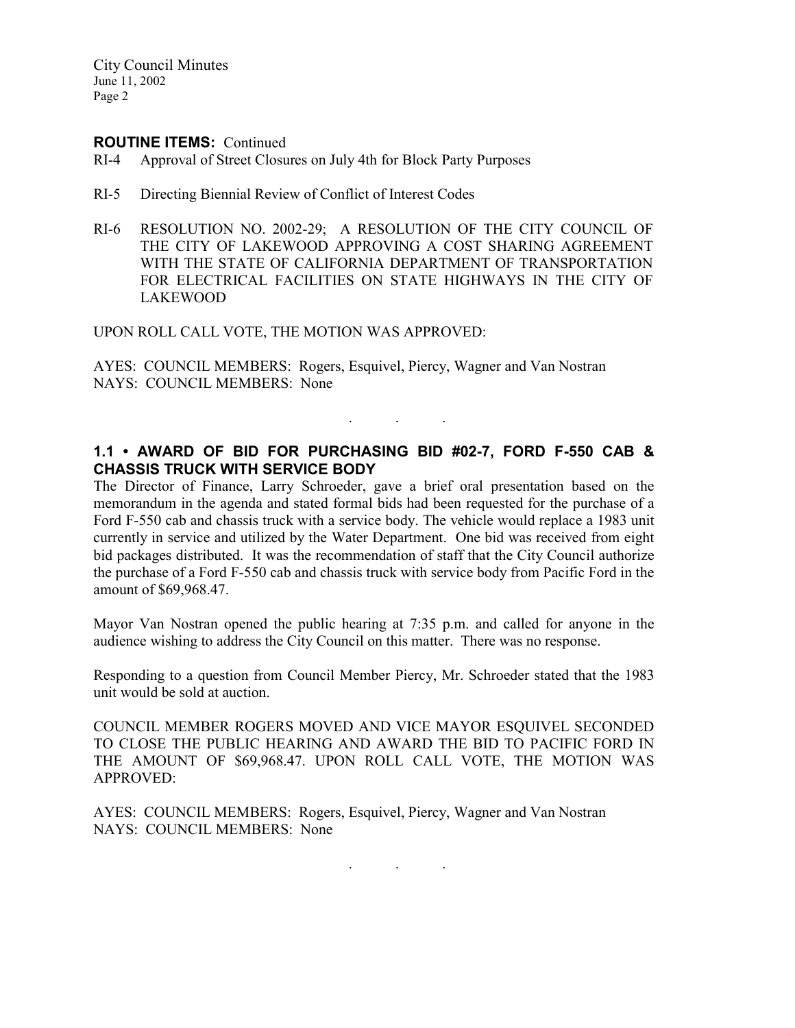**ROUTINE ITEMS:** Continued

RI-4 Approval of Street Closures on July 4th for Block Party Purposes

RI-5 Directing Biennial Review of Conflict of Interest Codes

RI-6 RESOLUTION NO. 2002-29; A RESOLUTION OF THE CITY COUNCIL OF THE CITY OF LAKEWOOD APPROVING A COST SHARING AGREEMENT WITH THE STATE OF CALIFORNIA DEPARTMENT OF TRANSPORTATION FOR ELECTRICAL FACILITIES ON STATE HIGHWAYS IN THE CITY OF LAKEWOOD

UPON ROLL CALL VOTE, THE MOTION WAS APPROVED:

AYES: COUNCIL MEMBERS: Rogers, Esquivel, Piercy, Wagner and Van Nostran
NAYS: COUNCIL MEMBERS: None

. . .

## 1.1 • AWARD OF BID FOR PURCHASING BID #02-7, FORD F-550 CAB & CHASSIS TRUCK WITH SERVICE BODY

The Director of Finance, Larry Schroeder, gave a brief oral presentation based on the memorandum in the agenda and stated formal bids had been requested for the purchase of a Ford F-550 cab and chassis truck with a service body. The vehicle would replace a 1983 unit currently in service and utilized by the Water Department. One bid was received from eight bid packages distributed. It was the recommendation of staff that the City Council authorize the purchase of a Ford F-550 cab and chassis truck with service body from Pacific Ford in the amount of $69,968.47.

Mayor Van Nostran opened the public hearing at 7:35 p.m. and called for anyone in the audience wishing to address the City Council on this matter. There was no response.

Responding to a question from Council Member Piercy, Mr. Schroeder stated that the 1983 unit would be sold at auction.

COUNCIL MEMBER ROGERS MOVED AND VICE MAYOR ESQUIVEL SECONDED TO CLOSE THE PUBLIC HEARING AND AWARD THE BID TO PACIFIC FORD IN THE AMOUNT OF $69,968.47. UPON ROLL CALL VOTE, THE MOTION WAS APPROVED:

AYES: COUNCIL MEMBERS: Rogers, Esquivel, Piercy, Wagner and Van Nostran
NAYS: COUNCIL MEMBERS: None

. . .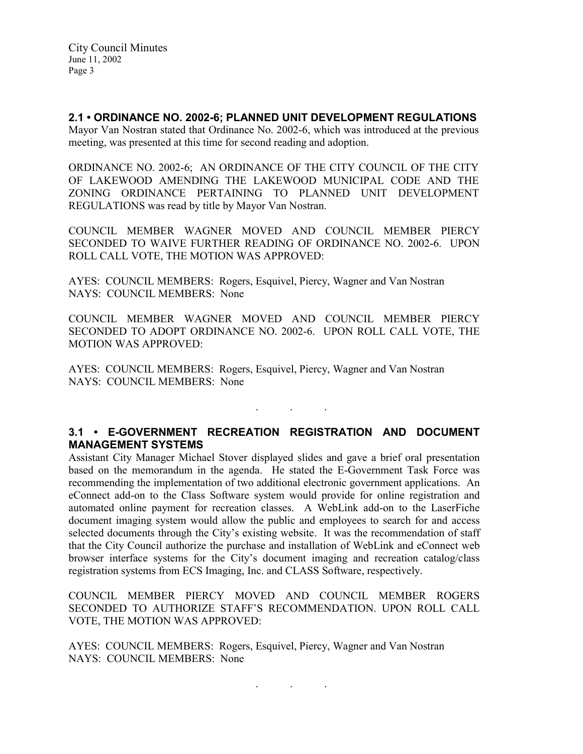## 2.1 • ORDINANCE NO. 2002-6; PLANNED UNIT DEVELOPMENT REGULATIONS

Mayor Van Nostran stated that Ordinance No. 2002-6, which was introduced at the previous meeting, was presented at this time for second reading and adoption.

ORDINANCE NO. 2002-6; AN ORDINANCE OF THE CITY COUNCIL OF THE CITY OF LAKEWOOD AMENDING THE LAKEWOOD MUNICIPAL CODE AND THE ZONING ORDINANCE PERTAINING TO PLANNED UNIT DEVELOPMENT REGULATIONS was read by title by Mayor Van Nostran.

COUNCIL MEMBER WAGNER MOVED AND COUNCIL MEMBER PIERCY SECONDED TO WAIVE FURTHER READING OF ORDINANCE NO. 2002-6. UPON ROLL CALL VOTE, THE MOTION WAS APPROVED:

AYES: COUNCIL MEMBERS: Rogers, Esquivel, Piercy, Wagner and Van Nostran
NAYS: COUNCIL MEMBERS: None

COUNCIL MEMBER WAGNER MOVED AND COUNCIL MEMBER PIERCY SECONDED TO ADOPT ORDINANCE NO. 2002-6. UPON ROLL CALL VOTE, THE MOTION WAS APPROVED:

AYES: COUNCIL MEMBERS: Rogers, Esquivel, Piercy, Wagner and Van Nostran
NAYS: COUNCIL MEMBERS: None

. . .

## 3.1 • E-GOVERNMENT RECREATION REGISTRATION AND DOCUMENT MANAGEMENT SYSTEMS

Assistant City Manager Michael Stover displayed slides and gave a brief oral presentation based on the memorandum in the agenda. He stated the E-Government Task Force was recommending the implementation of two additional electronic government applications. An eConnect add-on to the Class Software system would provide for online registration and automated online payment for recreation classes. A WebLink add-on to the LaserFiche document imaging system would allow the public and employees to search for and access selected documents through the City's existing website. It was the recommendation of staff that the City Council authorize the purchase and installation of WebLink and eConnect web browser interface systems for the City's document imaging and recreation catalog/class registration systems from ECS Imaging, Inc. and CLASS Software, respectively.

COUNCIL MEMBER PIERCY MOVED AND COUNCIL MEMBER ROGERS SECONDED TO AUTHORIZE STAFF'S RECOMMENDATION. UPON ROLL CALL VOTE, THE MOTION WAS APPROVED:

AYES: COUNCIL MEMBERS: Rogers, Esquivel, Piercy, Wagner and Van Nostran
NAYS: COUNCIL MEMBERS: None

. . .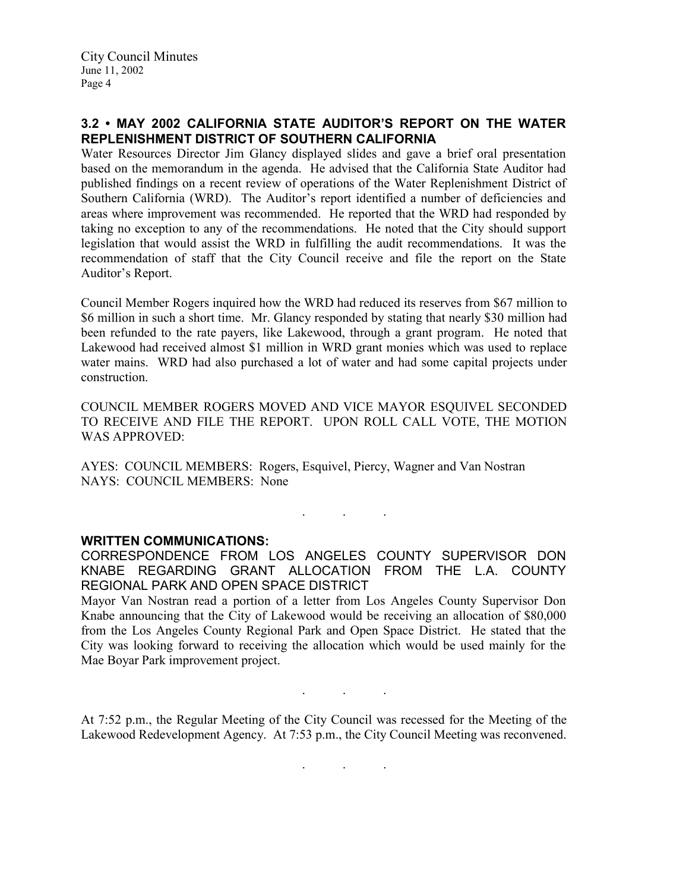### 3.2 • MAY 2002 CALIFORNIA STATE AUDITOR'S REPORT ON THE WATER REPLENISHMENT DISTRICT OF SOUTHERN CALIFORNIA

Water Resources Director Jim Glancy displayed slides and gave a brief oral presentation based on the memorandum in the agenda. He advised that the California State Auditor had published findings on a recent review of operations of the Water Replenishment District of Southern California (WRD). The Auditor's report identified a number of deficiencies and areas where improvement was recommended. He reported that the WRD had responded by taking no exception to any of the recommendations. He noted that the City should support legislation that would assist the WRD in fulfilling the audit recommendations. It was the recommendation of staff that the City Council receive and file the report on the State Auditor's Report.

Council Member Rogers inquired how the WRD had reduced its reserves from $67 million to $6 million in such a short time. Mr. Glancy responded by stating that nearly $30 million had been refunded to the rate payers, like Lakewood, through a grant program. He noted that Lakewood had received almost $1 million in WRD grant monies which was used to replace water mains. WRD had also purchased a lot of water and had some capital projects under construction.

COUNCIL MEMBER ROGERS MOVED AND VICE MAYOR ESQUIVEL SECONDED TO RECEIVE AND FILE THE REPORT. UPON ROLL CALL VOTE, THE MOTION WAS APPROVED:

AYES: COUNCIL MEMBERS: Rogers, Esquivel, Piercy, Wagner and Van Nostran
NAYS: COUNCIL MEMBERS: None

. . .

### WRITTEN COMMUNICATIONS:

CORRESPONDENCE FROM LOS ANGELES COUNTY SUPERVISOR DON KNABE REGARDING GRANT ALLOCATION FROM THE L.A. COUNTY REGIONAL PARK AND OPEN SPACE DISTRICT

Mayor Van Nostran read a portion of a letter from Los Angeles County Supervisor Don Knabe announcing that the City of Lakewood would be receiving an allocation of $80,000 from the Los Angeles County Regional Park and Open Space District. He stated that the City was looking forward to receiving the allocation which would be used mainly for the Mae Boyar Park improvement project.

. . .

At 7:52 p.m., the Regular Meeting of the City Council was recessed for the Meeting of the Lakewood Redevelopment Agency. At 7:53 p.m., the City Council Meeting was reconvened.

. . .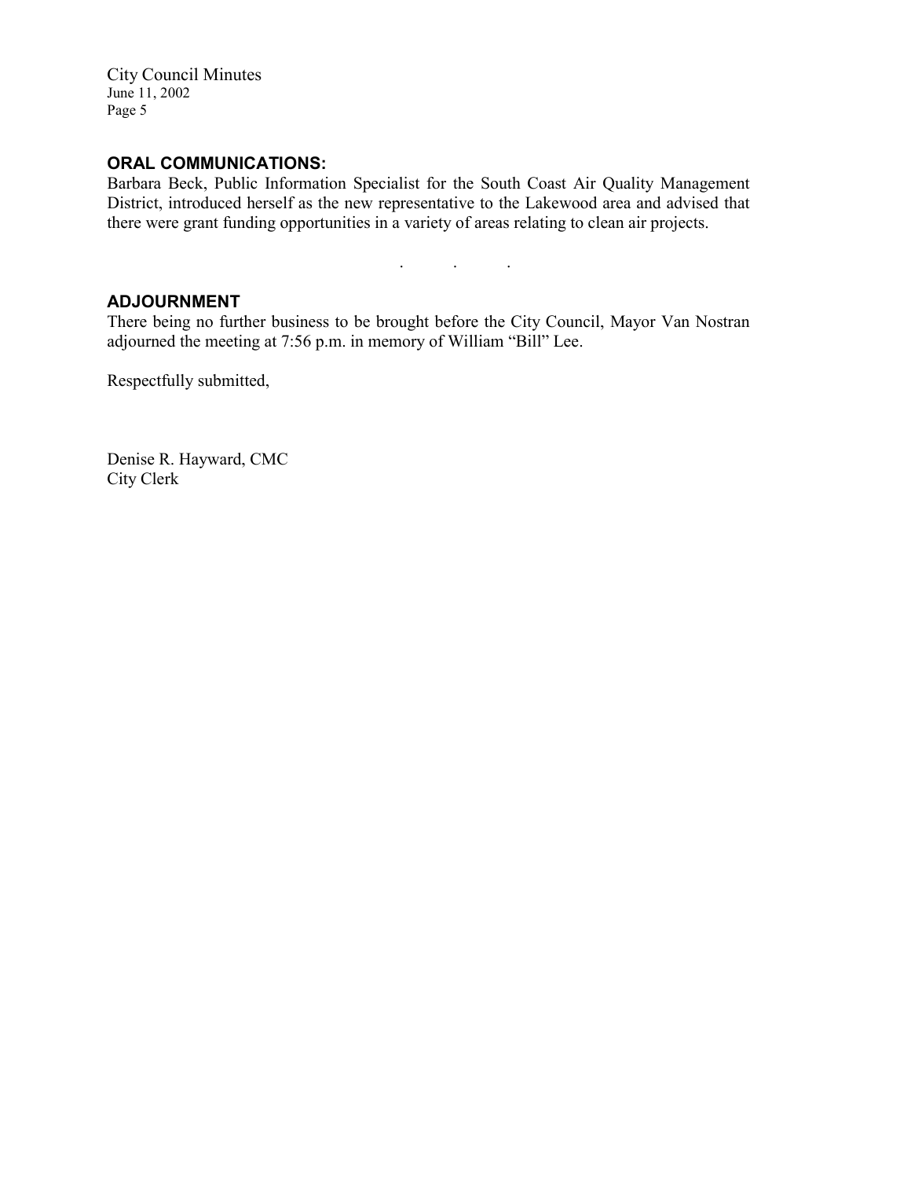## ORAL COMMUNICATIONS:

Barbara Beck, Public Information Specialist for the South Coast Air Quality Management District, introduced herself as the new representative to the Lakewood area and advised that there were grant funding opportunities in a variety of areas relating to clean air projects.

. . .

## ADJOURNMENT

There being no further business to be brought before the City Council, Mayor Van Nostran adjourned the meeting at 7:56 p.m. in memory of William "Bill" Lee.

Respectfully submitted,

Denise R. Hayward, CMC
City Clerk